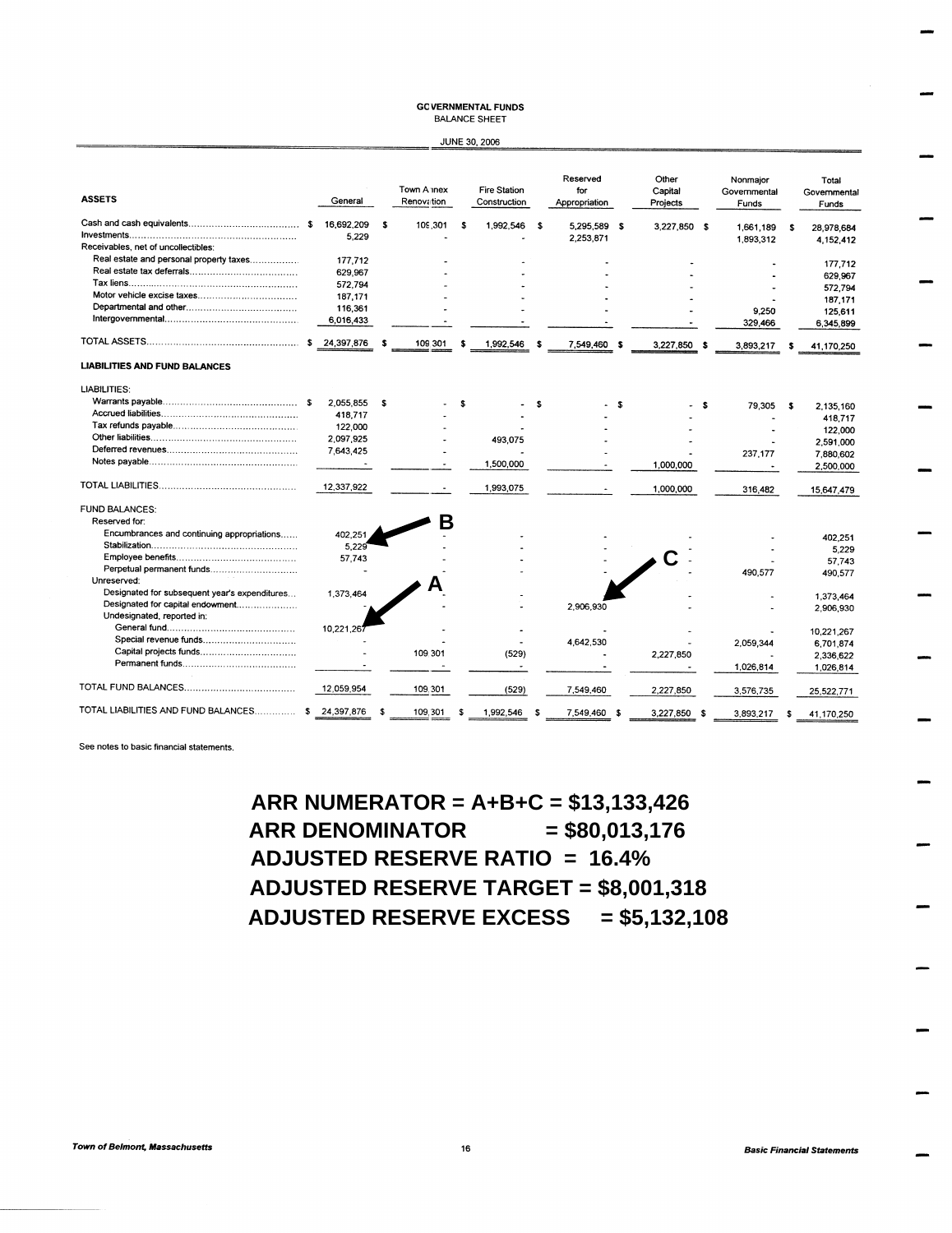# GOVERNMENTAL FUNDS

BALANCE SHEET

JUNE 30, 2006

| ASSETS | General | Town Annex Renovation | Fire Station Construction | Reserved for Appropriation | Other Capital Projects | Nonmajor Governmental Funds | Total Governmental Funds |
|---|---|---|---|---|---|---|---|
| Cash and cash equivalents | $ 16,692,209 | $ 109,301 | $ 1,992,546 | $ 5,295,589 | $ 3,227,850 | $ 1,661,189 | $ 28,978,684 |
| Investments | 5,229 | - | - | 2,253,871 | | 1,893,312 | 4,152,412 |
| Receivables, net of uncollectibles: | | | | | | | |
| Real estate and personal property taxes | 177,712 | - | - | - | - | - | 177,712 |
| Real estate tax deferrals | 629,967 | - | - | - | - | - | 629,967 |
| Tax liens | 572,794 | - | - | - | - | - | 572,794 |
| Motor vehicle excise taxes | 187,171 | - | - | - | - | - | 187,171 |
| Departmental and other | 116,361 | - | - | - | - | 9,250 | 125,611 |
| Intergovernmental | 6,016,433 | - | - | - | - | 329,466 | 6,345,899 |
| TOTAL ASSETS | $ 24,397,876 | $ 109,301 | $ 1,992,546 | $ 7,549,460 | $ 3,227,850 | $ 3,893,217 | $ 41,170,250 |
| **LIABILITIES AND FUND BALANCES** | | | | | | | |
| LIABILITIES: | | | | | | | |
| Warrants payable | $ 2,055,855 | $ - | $ - | $ - | $ - | $ 79,305 | $ 2,135,160 |
| Accrued liabilities | 418,717 | - | - | - | - | - | 418,717 |
| Tax refunds payable | 122,000 | - | - | - | - | - | 122,000 |
| Other liabilities | 2,097,925 | - | 493,075 | - | - | - | 2,591,000 |
| Deferred revenues | 7,643,425 | - | - | - | - | 237,177 | 7,880,602 |
| Notes payable | - | - | 1,500,000 | - | 1,000,000 | - | 2,500,000 |
| TOTAL LIABILITIES | 12,337,922 | - | 1,993,075 | - | 1,000,000 | 316,482 | 15,647,479 |
| FUND BALANCES: | | | | | | | |
| Reserved for: | | | | | | | |
| Encumbrances and continuing appropriations | 402,251 | - | - | - | - | - | 402,251 |
| Stabilization | 5,229 | - | - | - | - | - | 5,229 |
| Employee benefits | 57,743 | - | - | - | - | - | 57,743 |
| Perpetual permanent funds | - | - | - | - | - | 490,577 | 490,577 |
| Unreserved: | | | | | | | |
| Designated for subsequent year's expenditures | 1,373,464 | - | - | - | - | - | 1,373,464 |
| Designated for capital endowment | - | - | - | 2,906,930 | - | - | 2,906,930 |
| Undesignated, reported in: | | | | | | | |
| General fund | 10,221,267 | - | - | - | - | - | 10,221,267 |
| Special revenue funds | - | - | - | 4,642,530 | - | 2,059,344 | 6,701,874 |
| Capital projects funds | - | 109,301 | (529) | - | 2,227,850 | - | 2,336,622 |
| Permanent funds | - | - | - | - | - | 1,026,814 | 1,026,814 |
| TOTAL FUND BALANCES | 12,059,954 | 109,301 | (529) | 7,549,460 | 2,227,850 | 3,576,735 | 25,522,771 |
| TOTAL LIABILITIES AND FUND BALANCES | $ 24,397,876 | $ 109,301 | $ 1,992,546 | $ 7,549,460 | $ 3,227,850 | $ 3,893,217 | $ 41,170,250 |

See notes to basic financial statements.

**ARR NUMERATOR = A+B+C = $13,133,426**

**ARR DENOMINATOR = $80,013,176**

**ADJUSTED RESERVE RATIO = 16.4%**

**ADJUSTED RESERVE TARGET = $8,001,318**

**ADJUSTED RESERVE EXCESS = $5,132,108**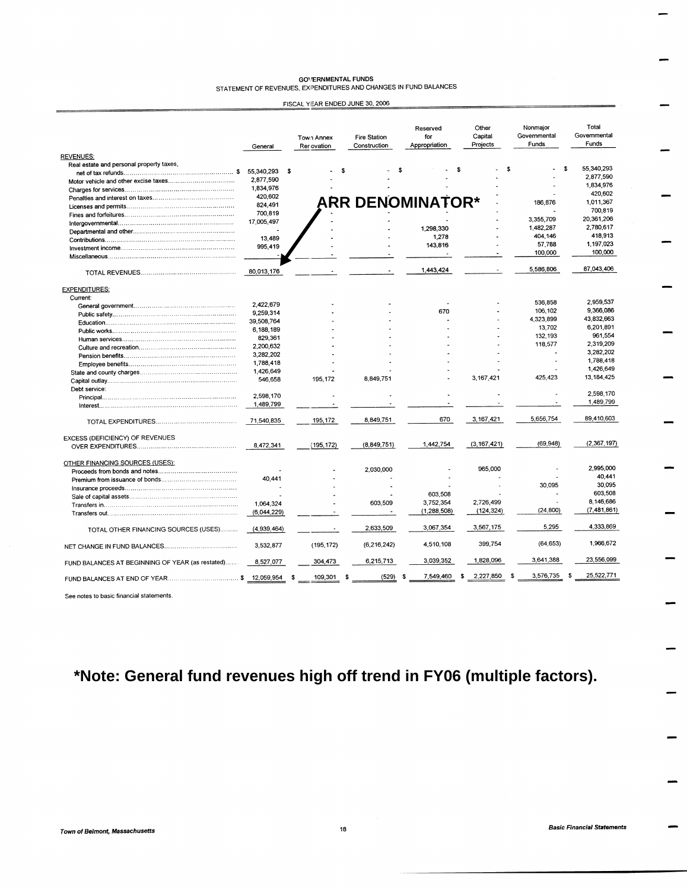GOVERNMENTAL FUNDS
STATEMENT OF REVENUES, EXPENDITURES AND CHANGES IN FUND BALANCES

FISCAL YEAR ENDED JUNE 30, 2006

**ARR DENOMINATOR***

| | General | Town Annex Renovation | Fire Station Construction | Reserved for Appropriation | Other Capital Projects | Nonmajor Governmental Funds | Total Governmental Funds |
|---|---|---|---|---|---|---|---|
| **REVENUES:** | | | | | | | |
| Real estate and personal property taxes, net of tax refunds | $ 55,340,293 | $ - | $ - | $ - | $ - | $ - | $ 55,340,293 |
| Motor vehicle and other excise taxes | 2,877,590 | - | - | - | - | - | 2,877,590 |
| Charges for services | 1,834,976 | - | - | - | - | - | 1,834,976 |
| Penalties and interest on taxes | 420,602 | - | - | - | - | - | 420,602 |
| Licenses and permits | 824,491 | - | - | - | - | 186,876 | 1,011,367 |
| Fines and forfeitures | 700,819 | - | - | - | - | - | 700,819 |
| Intergovernmental | 17,005,497 | - | - | - | - | 3,355,709 | 20,361,206 |
| Departmental and other | - | - | - | 1,298,330 | - | 1,482,287 | 2,780,617 |
| Contributions | 13,489 | - | - | 1,278 | - | 404,146 | 418,913 |
| Investment income | 995,419 | - | - | 143,816 | - | 57,788 | 1,197,023 |
| Miscellaneous | - | - | - | - | - | 100,000 | 100,000 |
| TOTAL REVENUES | 80,013,176 | - | - | 1,443,424 | - | 5,586,806 | 87,043,406 |
| **EXPENDITURES:** | | | | | | | |
| Current: | | | | | | | |
| General government | 2,422,679 | - | - | - | - | 536,858 | 2,959,537 |
| Public safety | 9,259,314 | - | - | 670 | - | 106,102 | 9,366,086 |
| Education | 39,508,764 | - | - | - | - | 4,323,899 | 43,832,663 |
| Public works | 6,188,189 | - | - | - | - | 13,702 | 6,201,891 |
| Human services | 829,361 | - | - | - | - | 132,193 | 961,554 |
| Culture and recreation | 2,200,632 | - | - | - | - | 118,577 | 2,319,209 |
| Pension benefits | 3,282,202 | - | - | - | - | - | 3,282,202 |
| Employee benefits | 1,788,418 | - | - | - | - | - | 1,788,418 |
| State and county charges | 1,426,649 | - | - | - | - | - | 1,426,649 |
| Capital outlay | 546,658 | 195,172 | 8,849,751 | - | 3,167,421 | 425,423 | 13,184,425 |
| Debt service: | | | | | | | |
| Principal | 2,598,170 | - | - | - | - | - | 2,598,170 |
| Interest | 1,489,799 | - | - | - | - | - | 1,489,799 |
| TOTAL EXPENDITURES | 71,540,835 | 195,172 | 8,849,751 | 670 | 3,167,421 | 5,656,754 | 89,410,603 |
| EXCESS (DEFICIENCY) OF REVENUES OVER EXPENDITURES | 8,472,341 | (195,172) | (8,849,751) | 1,442,754 | (3,167,421) | (69,948) | (2,367,197) |
| **OTHER FINANCING SOURCES (USES):** | | | | | | | |
| Proceeds from bonds and notes | - | - | 2,030,000 | - | 965,000 | - | 2,995,000 |
| Premium from issuance of bonds | 40,441 | - | - | - | - | - | 40,441 |
| Insurance proceeds | - | - | - | - | - | 30,095 | 30,095 |
| Sale of capital assets | - | - | - | 603,508 | - | - | 603,508 |
| Transfers in | 1,064,324 | - | 603,509 | 3,752,354 | 2,726,499 | - | 8,146,686 |
| Transfers out | (6,044,229) | - | - | (1,288,508) | (124,324) | (24,800) | (7,481,861) |
| TOTAL OTHER FINANCING SOURCES (USES) | (4,939,464) | - | 2,633,509 | 3,067,354 | 3,567,175 | 5,295 | 4,333,869 |
| NET CHANGE IN FUND BALANCES | 3,532,877 | (195,172) | (6,216,242) | 4,510,108 | 399,754 | (64,653) | 1,966,672 |
| FUND BALANCES AT BEGINNING OF YEAR (as restated) | 8,527,077 | 304,473 | 6,215,713 | 3,039,352 | 1,828,096 | 3,641,388 | 23,556,099 |
| FUND BALANCES AT END OF YEAR | $ 12,059,954 | $ 109,301 | $ (529) | $ 7,549,460 | $ 2,227,850 | $ 3,576,735 | $ 25,522,771 |

See notes to basic financial statements.

**\*Note: General fund revenues high off trend in FY06 (multiple factors).**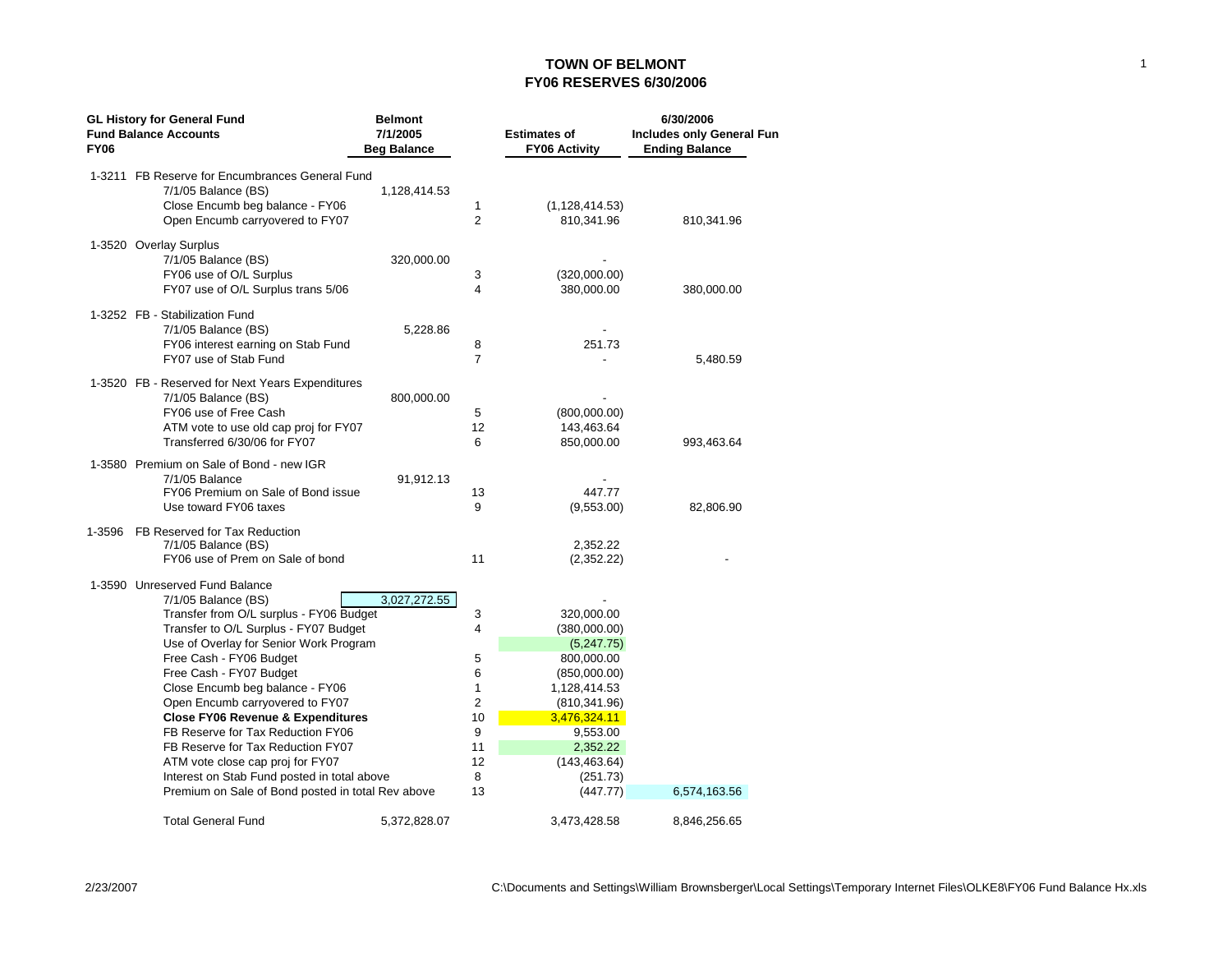# TOWN OF BELMONT
## FY06 RESERVES 6/30/2006

| GL History for General Fund Fund Balance Accounts FY06 | | Belmont 7/1/2005 Beg Balance | | Estimates of FY06 Activity | 6/30/2006 Includes only General Fun Ending Balance |
|---|---|---|---|---|---|
| 1-3211 | FB Reserve for Encumbrances General Fund | | | | |
| | 7/1/05 Balance (BS) | 1,128,414.53 | | | |
| | Close Encumb beg balance - FY06 | | 1 | (1,128,414.53) | |
| | Open Encumb carryovered to FY07 | | 2 | 810,341.96 | 810,341.96 |
| 1-3520 | Overlay Surplus | | | | |
| | 7/1/05 Balance (BS) | 320,000.00 | | - | |
| | FY06 use of O/L Surplus | | 3 | (320,000.00) | |
| | FY07 use of O/L Surplus trans 5/06 | | 4 | 380,000.00 | 380,000.00 |
| 1-3252 | FB - Stabilization Fund | | | | |
| | 7/1/05 Balance (BS) | 5,228.86 | | - | |
| | FY06 interest earning on Stab Fund | | 8 | 251.73 | |
| | FY07 use of Stab Fund | | 7 | - | 5,480.59 |
| 1-3520 | FB - Reserved for Next Years Expenditures | | | | |
| | 7/1/05 Balance (BS) | 800,000.00 | | - | |
| | FY06 use of Free Cash | | 5 | (800,000.00) | |
| | ATM vote to use old cap proj for FY07 | | 12 | 143,463.64 | |
| | Transferred 6/30/06 for FY07 | | 6 | 850,000.00 | 993,463.64 |
| 1-3580 | Premium on Sale of Bond - new IGR | | | | |
| | 7/1/05 Balance | 91,912.13 | | - | |
| | FY06 Premium on Sale of Bond issue | | 13 | 447.77 | |
| | Use toward FY06 taxes | | 9 | (9,553.00) | 82,806.90 |
| 1-3596 | FB Reserved for Tax Reduction | | | | |
| | 7/1/05 Balance (BS) | | | 2,352.22 | |
| | FY06 use of Prem on Sale of bond | | 11 | (2,352.22) | - |
| 1-3590 | Unreserved Fund Balance | | | | |
| | 7/1/05 Balance (BS) | 3,027,272.55 | | - | |
| | Transfer from O/L surplus - FY06 Budget | | 3 | 320,000.00 | |
| | Transfer to O/L Surplus - FY07 Budget | | 4 | (380,000.00) | |
| | Use of Overlay for Senior Work Program | | | (5,247.75) | |
| | Free Cash - FY06 Budget | | 5 | 800,000.00 | |
| | Free Cash - FY07 Budget | | 6 | (850,000.00) | |
| | Close Encumb beg balance - FY06 | | 1 | 1,128,414.53 | |
| | Open Encumb carryovered to FY07 | | 2 | (810,341.96) | |
| | **Close FY06 Revenue & Expenditures** | | 10 | 3,476,324.11 | |
| | FB Reserve for Tax Reduction FY06 | | 9 | 9,553.00 | |
| | FB Reserve for Tax Reduction FY07 | | 11 | 2,352.22 | |
| | ATM vote close cap proj for FY07 | | 12 | (143,463.64) | |
| | Interest on Stab Fund posted in total above | | 8 | (251.73) | |
| | Premium on Sale of Bond posted in total Rev above | | 13 | (447.77) | 6,574,163.56 |
| | Total General Fund | 5,372,828.07 | | 3,473,428.58 | 8,846,256.65 |

2/23/2007

C:\Documents and Settings\William Brownsberger\Local Settings\Temporary Internet Files\OLKE8\FY06 Fund Balance Hx.xls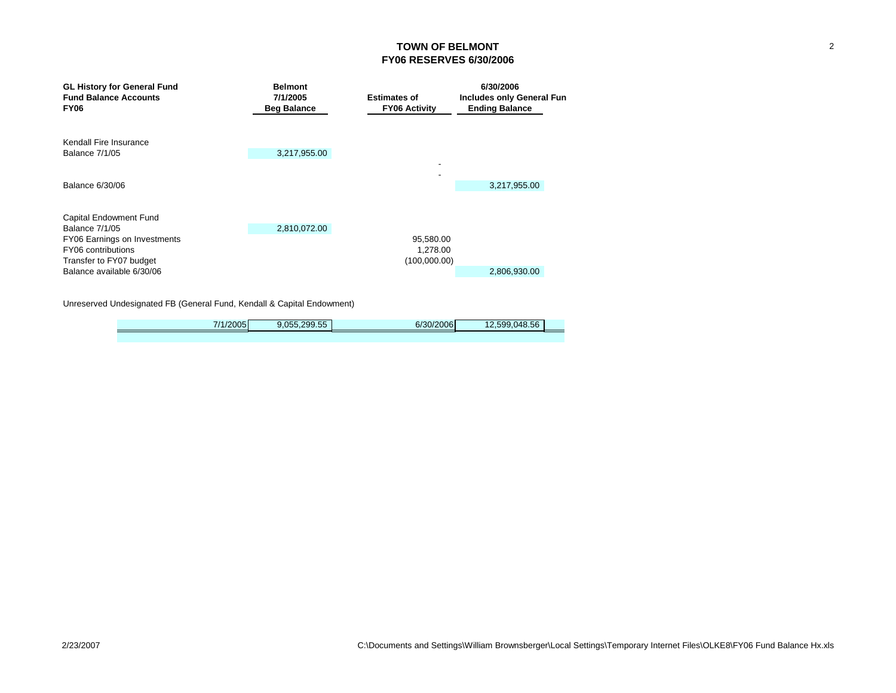# TOWN OF BELMONT
## FY06 RESERVES 6/30/2006

| GL History for General Fund Fund Balance Accounts FY06 | Belmont 7/1/2005 Beg Balance | Estimates of FY06 Activity | 6/30/2006 Includes only General Fun Ending Balance |
|---|---|---|---|
| Kendall Fire Insurance | | | |
| Balance 7/1/05 | 3,217,955.00 | | |
| | | - | |
| | | - | |
| Balance 6/30/06 | | | 3,217,955.00 |
| | | | |
| Capital Endowment Fund | | | |
| Balance 7/1/05 | 2,810,072.00 | | |
| FY06 Earnings on Investments | | 95,580.00 | |
| FY06 contributions | | 1,278.00 | |
| Transfer to FY07 budget | | (100,000.00) | |
| Balance available 6/30/06 | | | 2,806,930.00 |

Unreserved Undesignated FB (General Fund, Kendall & Capital Endowment)

| | | | |
|---|---|---|---|
| 7/1/2005 | 9,055,299.55 | 6/30/2006 | 12,599,048.56 |

2/23/2007

C:\Documents and Settings\William Brownsberger\Local Settings\Temporary Internet Files\OLKE8\FY06 Fund Balance Hx.xls